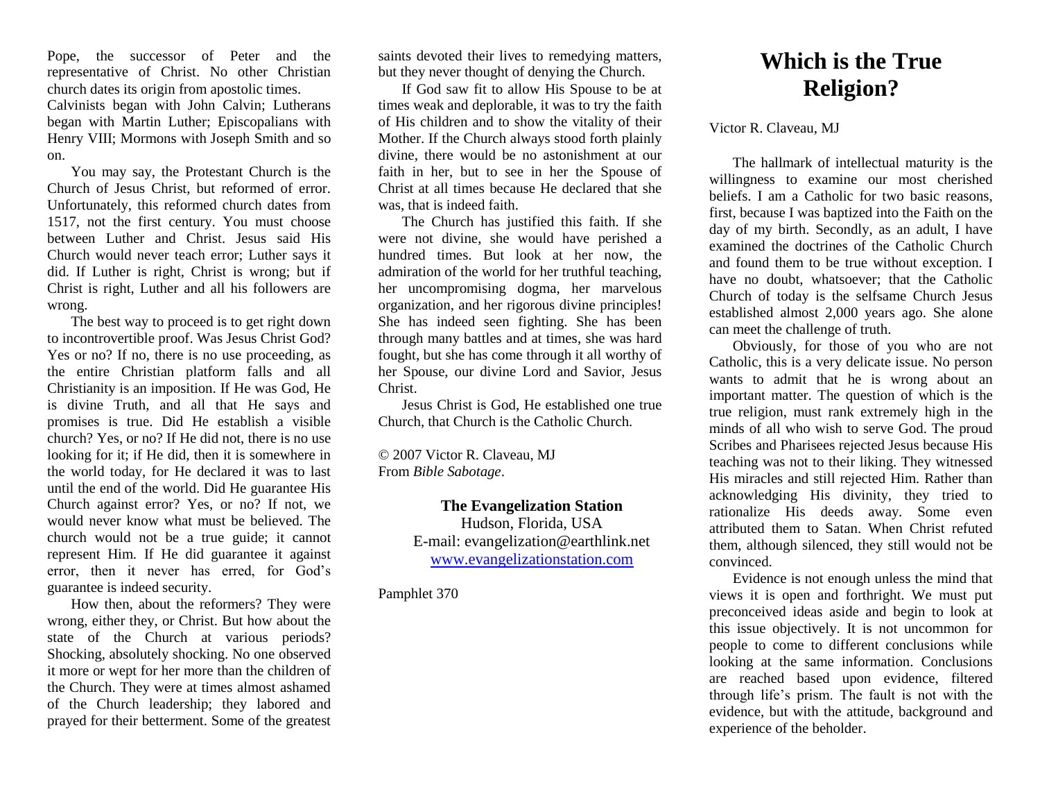Pope, the successor of Peter and the representative of Christ. No other Christian church dates its origin from apostolic times. Calvinists began with John Calvin; Lutherans began with Martin Luther; Episcopalians with Henry VIII; Mormons with Joseph Smith and so on.

You may say, the Protestant Church is the Church of Jesus Christ, but reformed of error. Unfortunately, this reformed church dates from 1517, not the first century. You must choose between Luther and Christ. Jesus said His Church would never teach error; Luther says it did. If Luther is right, Christ is wrong; but if Christ is right, Luther and all his followers are wrong.

The best way to proceed is to get right down to incontrovertible proof. Was Jesus Christ God? Yes or no? If no, there is no use proceeding, as the entire Christian platform falls and all Christianity is an imposition. If He was God, He is divine Truth, and all that He says and promises is true. Did He establish a visible church? Yes, or no? If He did not, there is no use looking for it; if He did, then it is somewhere in the world today, for He declared it was to last until the end of the world. Did He guarantee His Church against error? Yes, or no? If not, we would never know what must be believed. The church would not be a true guide; it cannot represent Him. If He did guarantee it against error, then it never has erred, for God's guarantee is indeed security.

How then, about the reformers? They were wrong, either they, or Christ. But how about the state of the Church at various periods? Shocking, absolutely shocking. No one observed it more or wept for her more than the children of the Church. They were at times almost ashamed of the Church leadership; they labored and prayed for their betterment. Some of the greatest saints devoted their lives to remedying matters, but they never thought of denying the Church.

If God saw fit to allow His Spouse to be at times weak and deplorable, it was to try the faith of His children and to show the vitality of their Mother. If the Church always stood forth plainly divine, there would be no astonishment at our faith in her, but to see in her the Spouse of Christ at all times because He declared that she was, that is indeed faith.

The Church has justified this faith. If she were not divine, she would have perished a hundred times. But look at her now, the admiration of the world for her truthful teaching, her uncompromising dogma, her marvelous organization, and her rigorous divine principles! She has indeed seen fighting. She has been through many battles and at times, she was hard fought, but she has come through it all worthy of her Spouse, our divine Lord and Savior, Jesus Christ.

Jesus Christ is God, He established one true Church, that Church is the Catholic Church.

© 2007 Victor R. Claveau, MJ
From *Bible Sabotage*.

**The Evangelization Station**
Hudson, Florida, USA
E-mail: evangelization@earthlink.net
www.evangelizationstation.com

Pamphlet 370

# Which is the True Religion?

Victor R. Claveau, MJ

The hallmark of intellectual maturity is the willingness to examine our most cherished beliefs. I am a Catholic for two basic reasons, first, because I was baptized into the Faith on the day of my birth. Secondly, as an adult, I have examined the doctrines of the Catholic Church and found them to be true without exception. I have no doubt, whatsoever; that the Catholic Church of today is the selfsame Church Jesus established almost 2,000 years ago. She alone can meet the challenge of truth.

Obviously, for those of you who are not Catholic, this is a very delicate issue. No person wants to admit that he is wrong about an important matter. The question of which is the true religion, must rank extremely high in the minds of all who wish to serve God. The proud Scribes and Pharisees rejected Jesus because His teaching was not to their liking. They witnessed His miracles and still rejected Him. Rather than acknowledging His divinity, they tried to rationalize His deeds away. Some even attributed them to Satan. When Christ refuted them, although silenced, they still would not be convinced.

Evidence is not enough unless the mind that views it is open and forthright. We must put preconceived ideas aside and begin to look at this issue objectively. It is not uncommon for people to come to different conclusions while looking at the same information. Conclusions are reached based upon evidence, filtered through life's prism. The fault is not with the evidence, but with the attitude, background and experience of the beholder.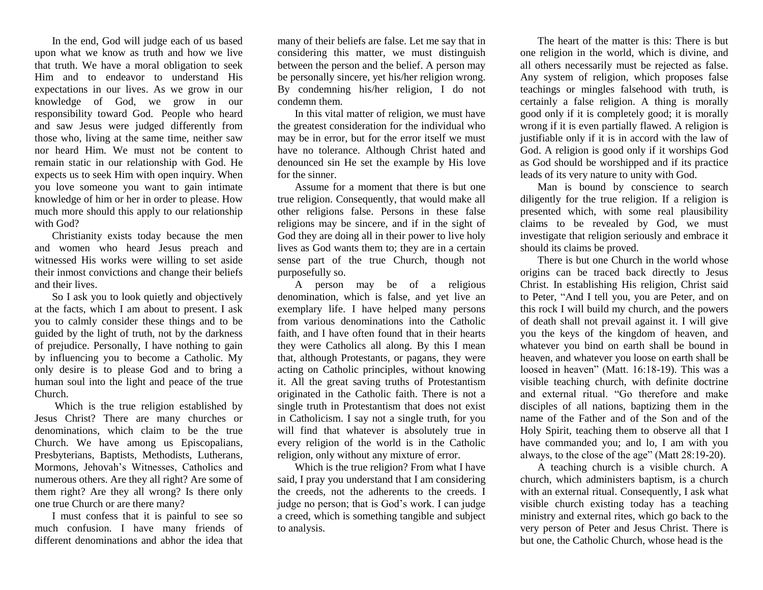In the end, God will judge each of us based upon what we know as truth and how we live that truth. We have a moral obligation to seek Him and to endeavor to understand His expectations in our lives. As we grow in our knowledge of God, we grow in our responsibility toward God. People who heard and saw Jesus were judged differently from those who, living at the same time, neither saw nor heard Him. We must not be content to remain static in our relationship with God. He expects us to seek Him with open inquiry. When you love someone you want to gain intimate knowledge of him or her in order to please. How much more should this apply to our relationship with God?

Christianity exists today because the men and women who heard Jesus preach and witnessed His works were willing to set aside their inmost convictions and change their beliefs and their lives.

So I ask you to look quietly and objectively at the facts, which I am about to present. I ask you to calmly consider these things and to be guided by the light of truth, not by the darkness of prejudice. Personally, I have nothing to gain by influencing you to become a Catholic. My only desire is to please God and to bring a human soul into the light and peace of the true Church.

Which is the true religion established by Jesus Christ? There are many churches or denominations, which claim to be the true Church. We have among us Episcopalians, Presbyterians, Baptists, Methodists, Lutherans, Mormons, Jehovah's Witnesses, Catholics and numerous others. Are they all right? Are some of them right? Are they all wrong? Is there only one true Church or are there many?

I must confess that it is painful to see so much confusion. I have many friends of different denominations and abhor the idea that many of their beliefs are false. Let me say that in considering this matter, we must distinguish between the person and the belief. A person may be personally sincere, yet his/her religion wrong. By condemning his/her religion, I do not condemn them.

In this vital matter of religion, we must have the greatest consideration for the individual who may be in error, but for the error itself we must have no tolerance. Although Christ hated and denounced sin He set the example by His love for the sinner.

Assume for a moment that there is but one true religion. Consequently, that would make all other religions false. Persons in these false religions may be sincere, and if in the sight of God they are doing all in their power to live holy lives as God wants them to; they are in a certain sense part of the true Church, though not purposefully so.

A person may be of a religious denomination, which is false, and yet live an exemplary life. I have helped many persons from various denominations into the Catholic faith, and I have often found that in their hearts they were Catholics all along. By this I mean that, although Protestants, or pagans, they were acting on Catholic principles, without knowing it. All the great saving truths of Protestantism originated in the Catholic faith. There is not a single truth in Protestantism that does not exist in Catholicism. I say not a single truth, for you will find that whatever is absolutely true in every religion of the world is in the Catholic religion, only without any mixture of error.

Which is the true religion? From what I have said, I pray you understand that I am considering the creeds, not the adherents to the creeds. I judge no person; that is God's work. I can judge a creed, which is something tangible and subject to analysis.

The heart of the matter is this: There is but one religion in the world, which is divine, and all others necessarily must be rejected as false. Any system of religion, which proposes false teachings or mingles falsehood with truth, is certainly a false religion. A thing is morally good only if it is completely good; it is morally wrong if it is even partially flawed. A religion is justifiable only if it is in accord with the law of God. A religion is good only if it worships God as God should be worshipped and if its practice leads of its very nature to unity with God.

Man is bound by conscience to search diligently for the true religion. If a religion is presented which, with some real plausibility claims to be revealed by God, we must investigate that religion seriously and embrace it should its claims be proved.

There is but one Church in the world whose origins can be traced back directly to Jesus Christ. In establishing His religion, Christ said to Peter, "And I tell you, you are Peter, and on this rock I will build my church, and the powers of death shall not prevail against it. I will give you the keys of the kingdom of heaven, and whatever you bind on earth shall be bound in heaven, and whatever you loose on earth shall be loosed in heaven" (Matt. 16:18-19). This was a visible teaching church, with definite doctrine and external ritual. "Go therefore and make disciples of all nations, baptizing them in the name of the Father and of the Son and of the Holy Spirit, teaching them to observe all that I have commanded you; and lo, I am with you always, to the close of the age" (Matt 28:19-20).

A teaching church is a visible church. A church, which administers baptism, is a church with an external ritual. Consequently, I ask what visible church existing today has a teaching ministry and external rites, which go back to the very person of Peter and Jesus Christ. There is but one, the Catholic Church, whose head is the